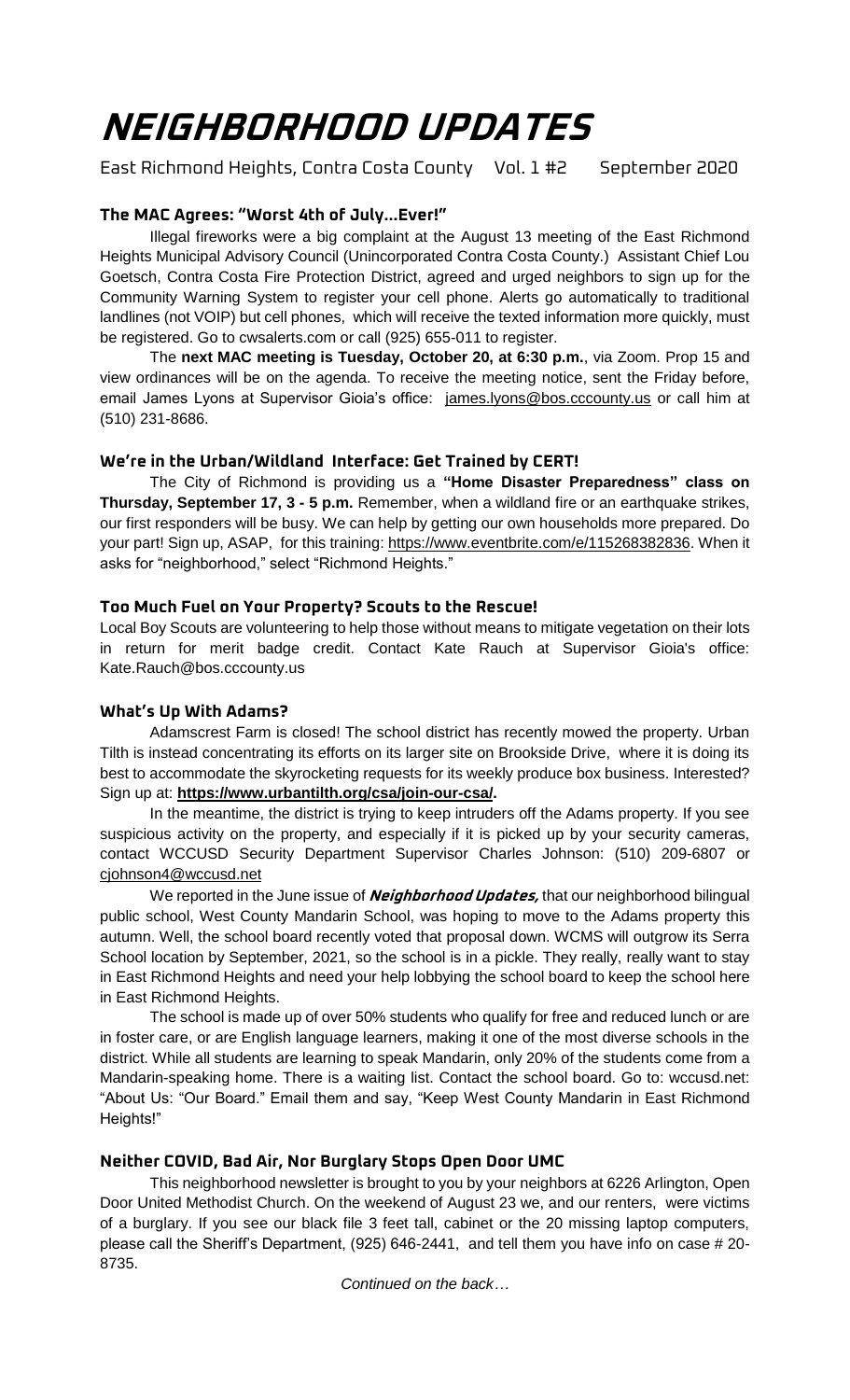# NEIGHBORHOOD UPDATES

East Richmond Heights, Contra Costa County Vol. 1 #2 September 2020

### The MAC Agrees: "Worst 4th of July…Ever!"

Illegal fireworks were a big complaint at the August 13 meeting of the East Richmond Heights Municipal Advisory Council (Unincorporated Contra Costa County.) Assistant Chief Lou Goetsch, Contra Costa Fire Protection District, agreed and urged neighbors to sign up for the Community Warning System to register your cell phone. Alerts go automatically to traditional landlines (not VOIP) but cell phones, which will receive the texted information more quickly, must be registered. Go to cwsalerts.com or call (925) 655-011 to register.

The **next MAC meeting is Tuesday, October 20, at 6:30 p.m.**, via Zoom. Prop 15 and view ordinances will be on the agenda. To receive the meeting notice, sent the Friday before, email James Lyons at Supervisor Gioia's office: james.lyons@bos.cccounty.us or call him at (510) 231-8686.

### We're in the Urban/Wildland Interface: Get Trained by CERT!

The City of Richmond is providing us a **"Home Disaster Preparedness" class on Thursday, September 17, 3 - 5 p.m.** Remember, when a wildland fire or an earthquake strikes, our first responders will be busy. We can help by getting our own households more prepared. Do your part! Sign up, ASAP, for this training: https://www.eventbrite.com/e/115268382836. When it asks for "neighborhood," select "Richmond Heights."

### Too Much Fuel on Your Property? Scouts to the Rescue!

Local Boy Scouts are volunteering to help those without means to mitigate vegetation on their lots in return for merit badge credit. Contact Kate Rauch at Supervisor Gioia's office: Kate.Rauch@bos.cccounty.us

### What's Up With Adams?

Adamscrest Farm is closed! The school district has recently mowed the property. Urban Tilth is instead concentrating its efforts on its larger site on Brookside Drive, where it is doing its best to accommodate the skyrocketing requests for its weekly produce box business. Interested? Sign up at: **https://www.urbantilth.org/csa/join-our-csa/.**

In the meantime, the district is trying to keep intruders off the Adams property. If you see suspicious activity on the property, and especially if it is picked up by your security cameras, contact WCCUSD Security Department Supervisor Charles Johnson: (510) 209-6807 or cjohnson4@wccusd.net

We reported in the June issue of ***Neighborhood Updates,*** that our neighborhood bilingual public school, West County Mandarin School, was hoping to move to the Adams property this autumn. Well, the school board recently voted that proposal down. WCMS will outgrow its Serra School location by September, 2021, so the school is in a pickle. They really, really want to stay in East Richmond Heights and need your help lobbying the school board to keep the school here in East Richmond Heights.

The school is made up of over 50% students who qualify for free and reduced lunch or are in foster care, or are English language learners, making it one of the most diverse schools in the district. While all students are learning to speak Mandarin, only 20% of the students come from a Mandarin-speaking home. There is a waiting list. Contact the school board. Go to: wccusd.net: "About Us: "Our Board." Email them and say, "Keep West County Mandarin in East Richmond Heights!"

### Neither COVID, Bad Air, Nor Burglary Stops Open Door UMC

This neighborhood newsletter is brought to you by your neighbors at 6226 Arlington, Open Door United Methodist Church. On the weekend of August 23 we, and our renters, were victims of a burglary. If you see our black file 3 feet tall, cabinet or the 20 missing laptop computers, please call the Sheriff's Department, (925) 646-2441, and tell them you have info on case # 20-8735.

*Continued on the back…*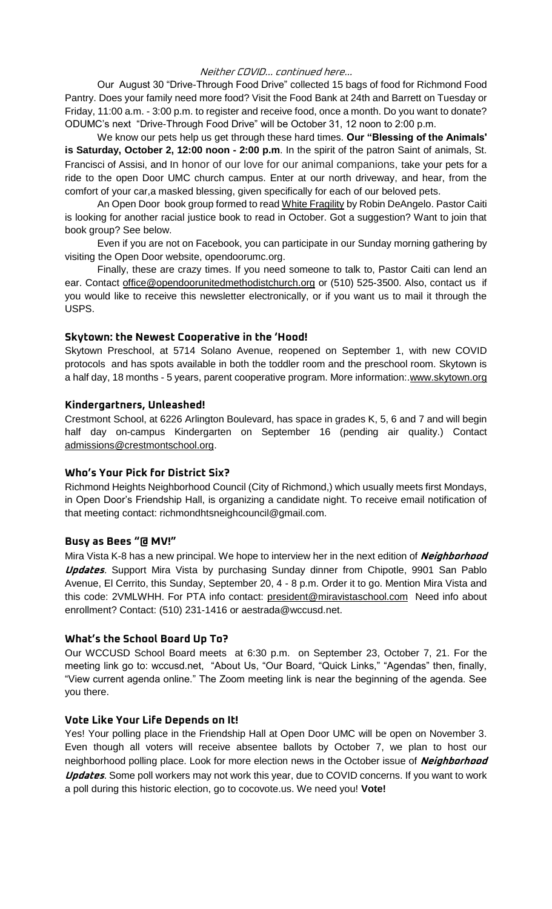*Neither COVID... continued here...*

Our August 30 "Drive-Through Food Drive" collected 15 bags of food for Richmond Food Pantry. Does your family need more food? Visit the Food Bank at 24th and Barrett on Tuesday or Friday, 11:00 a.m. - 3:00 p.m. to register and receive food, once a month. Do you want to donate? ODUMC's next "Drive-Through Food Drive" will be October 31, 12 noon to 2:00 p.m.

We know our pets help us get through these hard times. **Our "Blessing of the Animals' is Saturday, October 2, 12:00 noon - 2:00 p.m**. In the spirit of the patron Saint of animals, St. Francisci of Assisi, and In honor of our love for our animal companions, take your pets for a ride to the open Door UMC church campus. Enter at our north driveway, and hear, from the comfort of your car,a masked blessing, given specifically for each of our beloved pets.

An Open Door book group formed to read White Fragility by Robin DeAngelo. Pastor Caiti is looking for another racial justice book to read in October. Got a suggestion? Want to join that book group? See below.

Even if you are not on Facebook, you can participate in our Sunday morning gathering by visiting the Open Door website, opendoorumc.org.

Finally, these are crazy times. If you need someone to talk to, Pastor Caiti can lend an ear. Contact office@opendoorunitedmethodistchurch.org or (510) 525-3500. Also, contact us if you would like to receive this newsletter electronically, or if you want us to mail it through the USPS.

### Skytown: the Newest Cooperative in the 'Hood!

Skytown Preschool, at 5714 Solano Avenue, reopened on September 1, with new COVID protocols and has spots available in both the toddler room and the preschool room. Skytown is a half day, 18 months - 5 years, parent cooperative program. More information:.www.skytown.org

### Kindergartners, Unleashed!

Crestmont School, at 6226 Arlington Boulevard, has space in grades K, 5, 6 and 7 and will begin half day on-campus Kindergarten on September 16 (pending air quality.) Contact admissions@crestmontschool.org.

### Who's Your Pick for District Six?

Richmond Heights Neighborhood Council (City of Richmond,) which usually meets first Mondays, in Open Door's Friendship Hall, is organizing a candidate night. To receive email notification of that meeting contact: richmondhtsneighcouncil@gmail.com.

### Busy as Bees "@ MV!"

Mira Vista K-8 has a new principal. We hope to interview her in the next edition of ***Neighborhood Updates***. Support Mira Vista by purchasing Sunday dinner from Chipotle, 9901 San Pablo Avenue, El Cerrito, this Sunday, September 20, 4 - 8 p.m. Order it to go. Mention Mira Vista and this code: 2VMLWHH. For PTA info contact: president@miravistaschool.com Need info about enrollment? Contact: (510) 231-1416 or aestrada@wccusd.net.

### What's the School Board Up To?

Our WCCUSD School Board meets at 6:30 p.m. on September 23, October 7, 21. For the meeting link go to: wccusd.net, "About Us, "Our Board, "Quick Links," "Agendas" then, finally, "View current agenda online." The Zoom meeting link is near the beginning of the agenda. See you there.

### Vote Like Your Life Depends on It!

Yes! Your polling place in the Friendship Hall at Open Door UMC will be open on November 3. Even though all voters will receive absentee ballots by October 7, we plan to host our neighborhood polling place. Look for more election news in the October issue of ***Neighborhood Updates***. Some poll workers may not work this year, due to COVID concerns. If you want to work a poll during this historic election, go to cocovote.us. We need you! **Vote!**